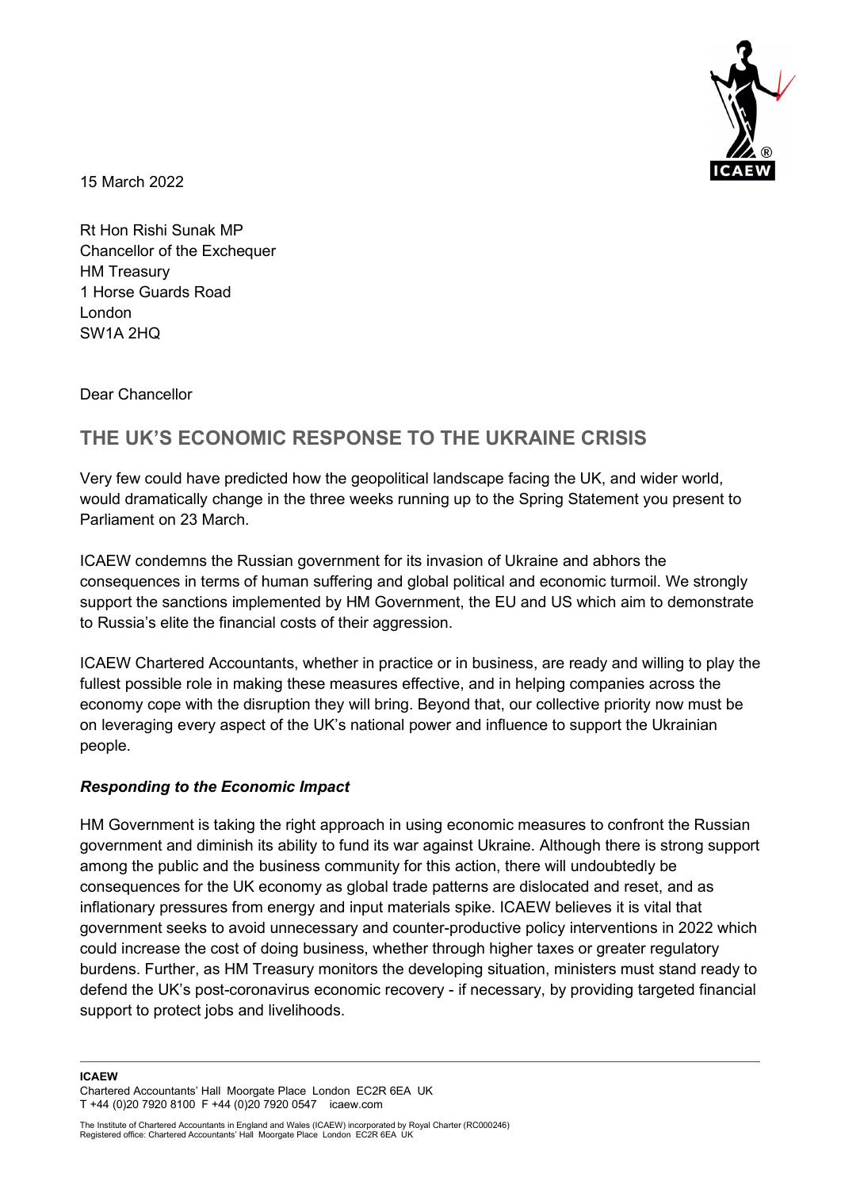15 March 2022

Rt Hon Rishi Sunak MP
Chancellor of the Exchequer
HM Treasury
1 Horse Guards Road
London
SW1A 2HQ

Dear Chancellor

## THE UK'S ECONOMIC RESPONSE TO THE UKRAINE CRISIS

Very few could have predicted how the geopolitical landscape facing the UK, and wider world, would dramatically change in the three weeks running up to the Spring Statement you present to Parliament on 23 March.

ICAEW condemns the Russian government for its invasion of Ukraine and abhors the consequences in terms of human suffering and global political and economic turmoil. We strongly support the sanctions implemented by HM Government, the EU and US which aim to demonstrate to Russia's elite the financial costs of their aggression.

ICAEW Chartered Accountants, whether in practice or in business, are ready and willing to play the fullest possible role in making these measures effective, and in helping companies across the economy cope with the disruption they will bring. Beyond that, our collective priority now must be on leveraging every aspect of the UK's national power and influence to support the Ukrainian people.

### *Responding to the Economic Impact*

HM Government is taking the right approach in using economic measures to confront the Russian government and diminish its ability to fund its war against Ukraine. Although there is strong support among the public and the business community for this action, there will undoubtedly be consequences for the UK economy as global trade patterns are dislocated and reset, and as inflationary pressures from energy and input materials spike. ICAEW believes it is vital that government seeks to avoid unnecessary and counter-productive policy interventions in 2022 which could increase the cost of doing business, whether through higher taxes or greater regulatory burdens. Further, as HM Treasury monitors the developing situation, ministers must stand ready to defend the UK's post-coronavirus economic recovery - if necessary, by providing targeted financial support to protect jobs and livelihoods.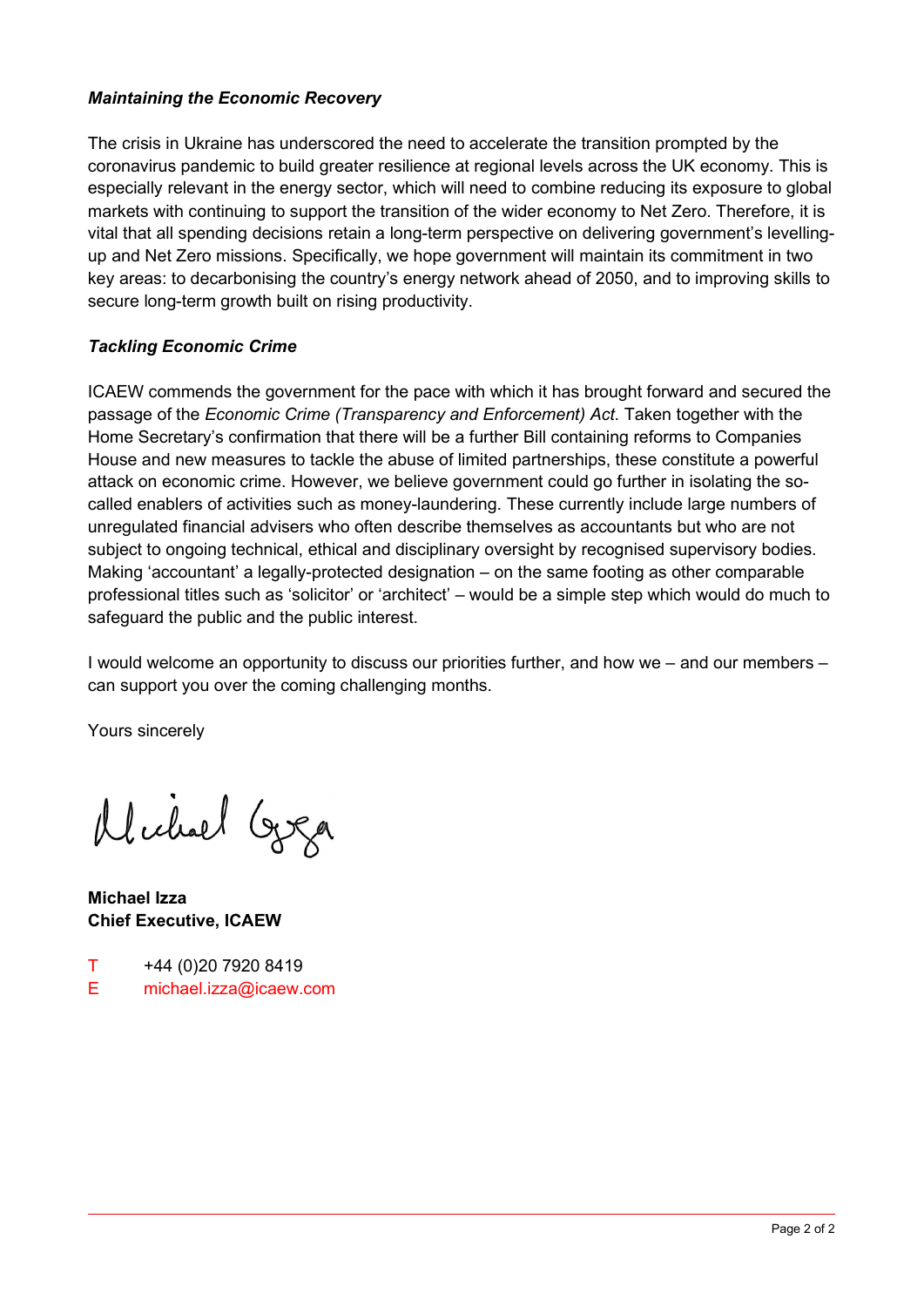***Maintaining the Economic Recovery***

The crisis in Ukraine has underscored the need to accelerate the transition prompted by the coronavirus pandemic to build greater resilience at regional levels across the UK economy. This is especially relevant in the energy sector, which will need to combine reducing its exposure to global markets with continuing to support the transition of the wider economy to Net Zero. Therefore, it is vital that all spending decisions retain a long-term perspective on delivering government's levelling-up and Net Zero missions. Specifically, we hope government will maintain its commitment in two key areas: to decarbonising the country's energy network ahead of 2050, and to improving skills to secure long-term growth built on rising productivity.

***Tackling Economic Crime***

ICAEW commends the government for the pace with which it has brought forward and secured the passage of the *Economic Crime (Transparency and Enforcement) Act*. Taken together with the Home Secretary's confirmation that there will be a further Bill containing reforms to Companies House and new measures to tackle the abuse of limited partnerships, these constitute a powerful attack on economic crime. However, we believe government could go further in isolating the so-called enablers of activities such as money-laundering. These currently include large numbers of unregulated financial advisers who often describe themselves as accountants but who are not subject to ongoing technical, ethical and disciplinary oversight by recognised supervisory bodies. Making 'accountant' a legally-protected designation – on the same footing as other comparable professional titles such as 'solicitor' or 'architect' – would be a simple step which would do much to safeguard the public and the public interest.

I would welcome an opportunity to discuss our priorities further, and how we – and our members – can support you over the coming challenging months.

Yours sincerely

**Michael Izza**
**Chief Executive, ICAEW**

T +44 (0)20 7920 8419
E michael.izza@icaew.com